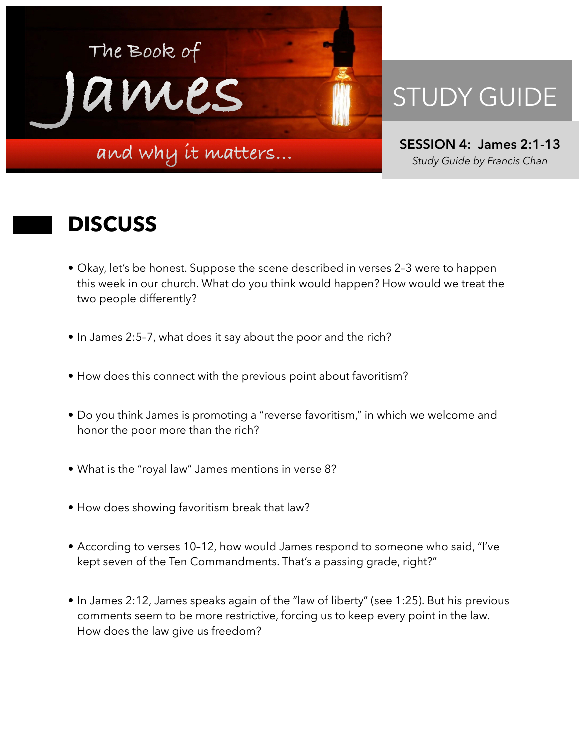The Book of James and why it matters...

# STUDY GUIDE

**SESSION 4: James 2:1-13**

*Study Guide by Francis Chan*

## DISCUSS

- Okay, let's be honest. Suppose the scene described in verses 2–3 were to happen this week in our church. What do you think would happen? How would we treat the two people differently?
- In James 2:5–7, what does it say about the poor and the rich?
- How does this connect with the previous point about favoritism?
- Do you think James is promoting a "reverse favoritism," in which we welcome and honor the poor more than the rich?
- What is the "royal law" James mentions in verse 8?
- How does showing favoritism break that law?
- According to verses 10–12, how would James respond to someone who said, "I've kept seven of the Ten Commandments. That's a passing grade, right?"
- In James 2:12, James speaks again of the "law of liberty" (see 1:25). But his previous comments seem to be more restrictive, forcing us to keep every point in the law. How does the law give us freedom?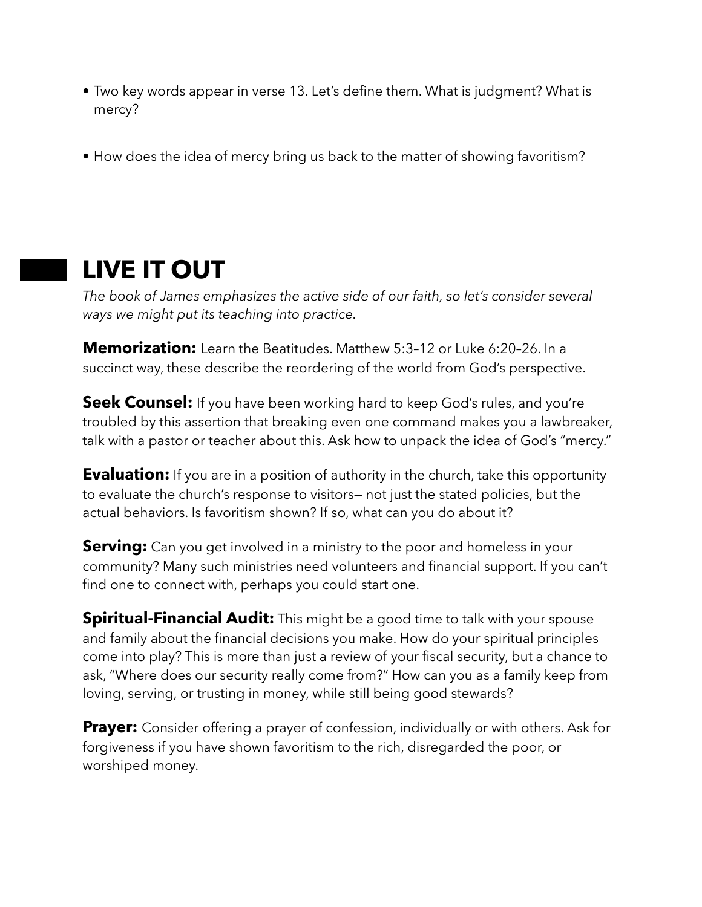- Two key words appear in verse 13. Let's define them. What is judgment? What is mercy?

- How does the idea of mercy bring us back to the matter of showing favoritism?

## LIVE IT OUT

*The book of James emphasizes the active side of our faith, so let's consider several ways we might put its teaching into practice.*

**Memorization:** Learn the Beatitudes. Matthew 5:3–12 or Luke 6:20–26. In a succinct way, these describe the reordering of the world from God's perspective.

**Seek Counsel:** If you have been working hard to keep God's rules, and you're troubled by this assertion that breaking even one command makes you a lawbreaker, talk with a pastor or teacher about this. Ask how to unpack the idea of God's "mercy."

**Evaluation:** If you are in a position of authority in the church, take this opportunity to evaluate the church's response to visitors— not just the stated policies, but the actual behaviors. Is favoritism shown? If so, what can you do about it?

**Serving:** Can you get involved in a ministry to the poor and homeless in your community? Many such ministries need volunteers and financial support. If you can't find one to connect with, perhaps you could start one.

**Spiritual-Financial Audit:** This might be a good time to talk with your spouse and family about the financial decisions you make. How do your spiritual principles come into play? This is more than just a review of your fiscal security, but a chance to ask, "Where does our security really come from?" How can you as a family keep from loving, serving, or trusting in money, while still being good stewards?

**Prayer:** Consider offering a prayer of confession, individually or with others. Ask for forgiveness if you have shown favoritism to the rich, disregarded the poor, or worshiped money.